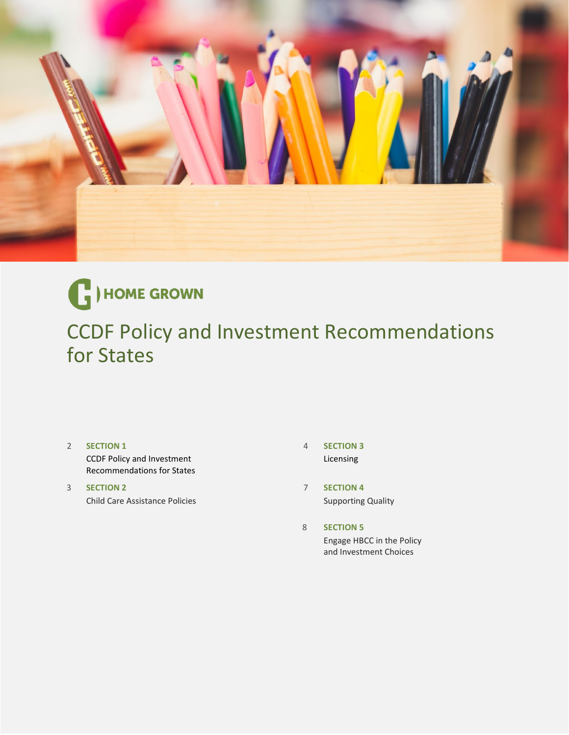HOME GROWN

# CCDF Policy and Investment Recommendations for States

2 **SECTION 1**
CCDF Policy and Investment Recommendations for States

3 **SECTION 2**
Child Care Assistance Policies

4 **SECTION 3**
Licensing

7 **SECTION 4**
Supporting Quality

8 **SECTION 5**
Engage HBCC in the Policy and Investment Choices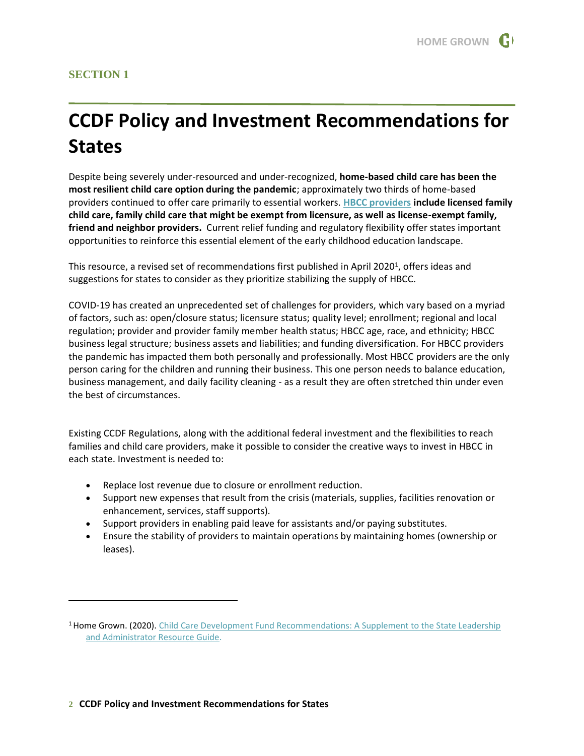**SECTION 1**

# CCDF Policy and Investment Recommendations for States

Despite being severely under-resourced and under-recognized, **home-based child care has been the most resilient child care option during the pandemic**; approximately two thirds of home-based providers continued to offer care primarily to essential workers. **HBCC providers include licensed family child care, family child care that might be exempt from licensure, as well as license-exempt family, friend and neighbor providers.** Current relief funding and regulatory flexibility offer states important opportunities to reinforce this essential element of the early childhood education landscape.

This resource, a revised set of recommendations first published in April 2020[1], offers ideas and suggestions for states to consider as they prioritize stabilizing the supply of HBCC.

COVID-19 has created an unprecedented set of challenges for providers, which vary based on a myriad of factors, such as: open/closure status; licensure status; quality level; enrollment; regional and local regulation; provider and provider family member health status; HBCC age, race, and ethnicity; HBCC business legal structure; business assets and liabilities; and funding diversification. For HBCC providers the pandemic has impacted them both personally and professionally. Most HBCC providers are the only person caring for the children and running their business. This one person needs to balance education, business management, and daily facility cleaning - as a result they are often stretched thin under even the best of circumstances.

Existing CCDF Regulations, along with the additional federal investment and the flexibilities to reach families and child care providers, make it possible to consider the creative ways to invest in HBCC in each state. Investment is needed to:

- Replace lost revenue due to closure or enrollment reduction.
- Support new expenses that result from the crisis (materials, supplies, facilities renovation or enhancement, services, staff supports).
- Support providers in enabling paid leave for assistants and/or paying substitutes.
- Ensure the stability of providers to maintain operations by maintaining homes (ownership or leases).

[1] Home Grown. (2020). Child Care Development Fund Recommendations: A Supplement to the State Leadership and Administrator Resource Guide.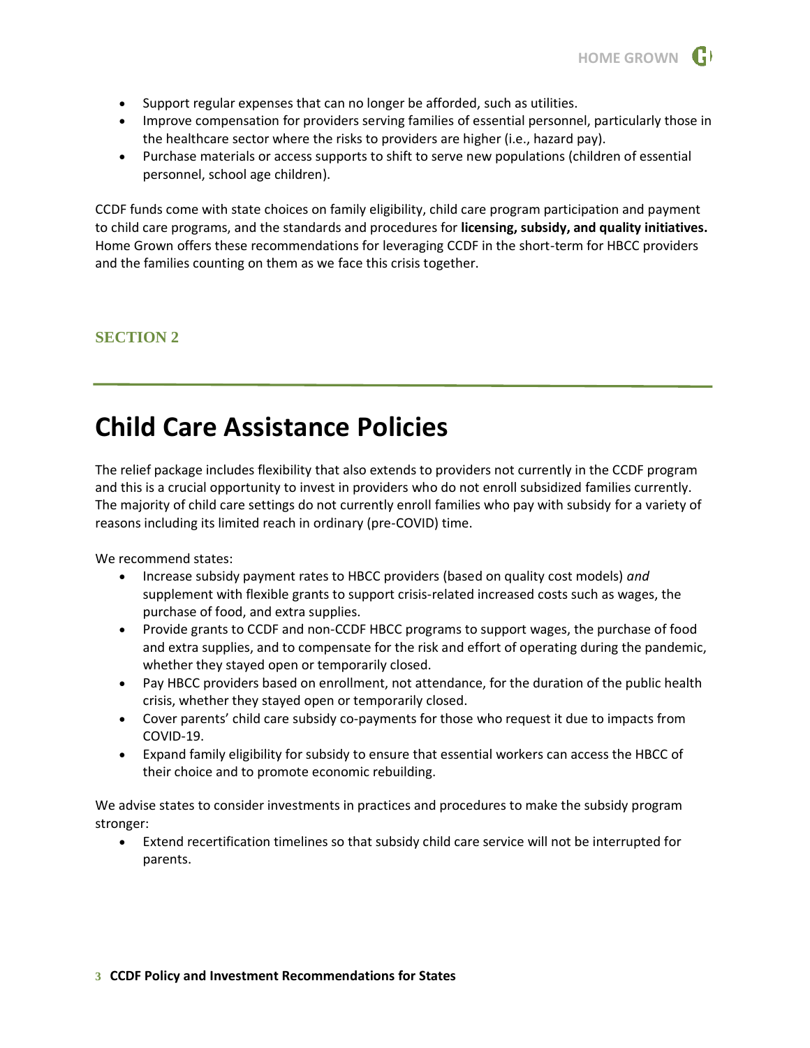- Support regular expenses that can no longer be afforded, such as utilities.
- Improve compensation for providers serving families of essential personnel, particularly those in the healthcare sector where the risks to providers are higher (i.e., hazard pay).
- Purchase materials or access supports to shift to serve new populations (children of essential personnel, school age children).

CCDF funds come with state choices on family eligibility, child care program participation and payment to child care programs, and the standards and procedures for **licensing, subsidy, and quality initiatives.** Home Grown offers these recommendations for leveraging CCDF in the short-term for HBCC providers and the families counting on them as we face this crisis together.

### SECTION 2

# Child Care Assistance Policies

The relief package includes flexibility that also extends to providers not currently in the CCDF program and this is a crucial opportunity to invest in providers who do not enroll subsidized families currently. The majority of child care settings do not currently enroll families who pay with subsidy for a variety of reasons including its limited reach in ordinary (pre-COVID) time.

We recommend states:

- Increase subsidy payment rates to HBCC providers (based on quality cost models) *and* supplement with flexible grants to support crisis-related increased costs such as wages, the purchase of food, and extra supplies.
- Provide grants to CCDF and non-CCDF HBCC programs to support wages, the purchase of food and extra supplies, and to compensate for the risk and effort of operating during the pandemic, whether they stayed open or temporarily closed.
- Pay HBCC providers based on enrollment, not attendance, for the duration of the public health crisis, whether they stayed open or temporarily closed.
- Cover parents' child care subsidy co-payments for those who request it due to impacts from COVID-19.
- Expand family eligibility for subsidy to ensure that essential workers can access the HBCC of their choice and to promote economic rebuilding.

We advise states to consider investments in practices and procedures to make the subsidy program stronger:

- Extend recertification timelines so that subsidy child care service will not be interrupted for parents.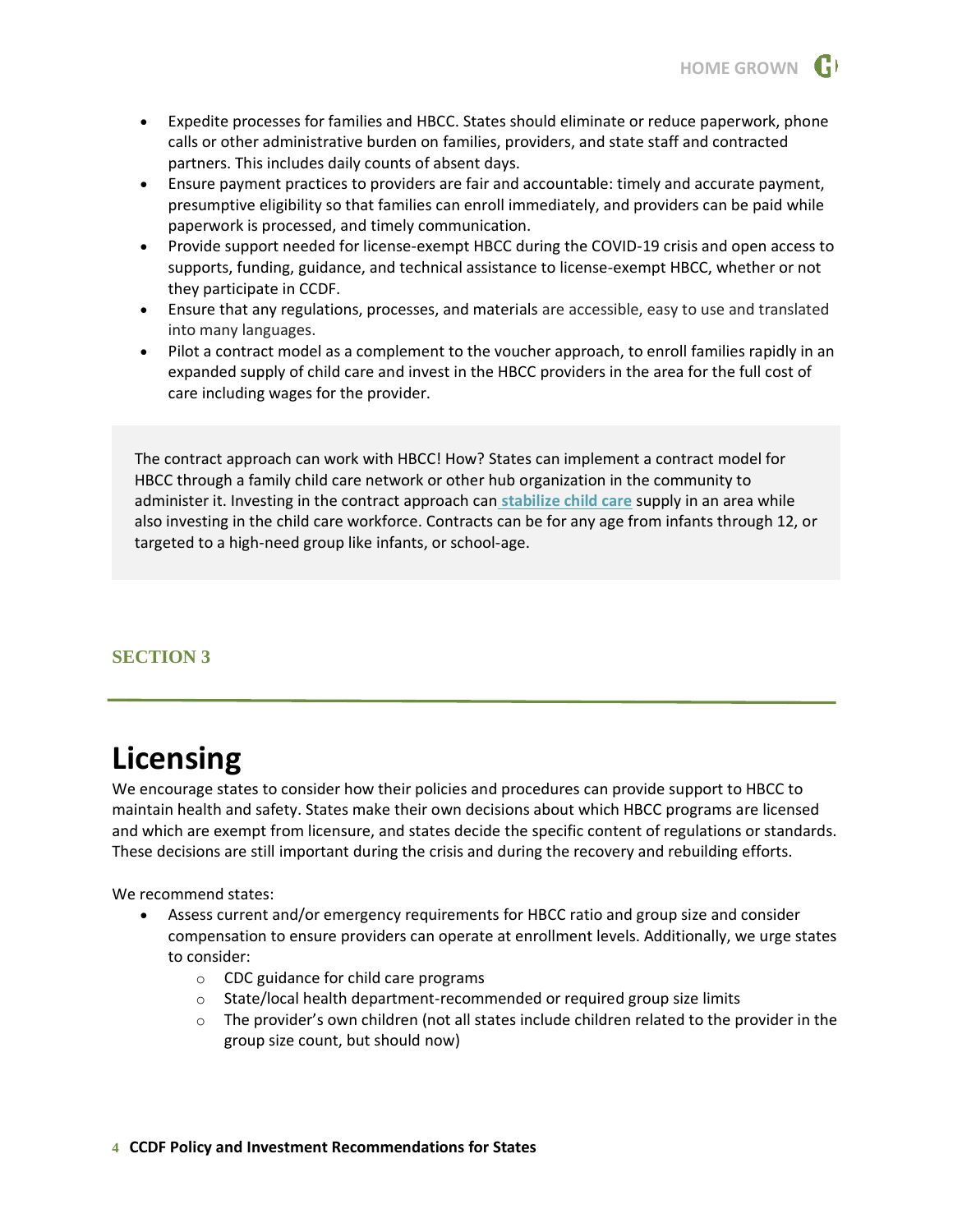- Expedite processes for families and HBCC. States should eliminate or reduce paperwork, phone calls or other administrative burden on families, providers, and state staff and contracted partners. This includes daily counts of absent days.
- Ensure payment practices to providers are fair and accountable: timely and accurate payment, presumptive eligibility so that families can enroll immediately, and providers can be paid while paperwork is processed, and timely communication.
- Provide support needed for license-exempt HBCC during the COVID-19 crisis and open access to supports, funding, guidance, and technical assistance to license-exempt HBCC, whether or not they participate in CCDF.
- Ensure that any regulations, processes, and materials are accessible, easy to use and translated into many languages.
- Pilot a contract model as a complement to the voucher approach, to enroll families rapidly in an expanded supply of child care and invest in the HBCC providers in the area for the full cost of care including wages for the provider.

> The contract approach can work with HBCC! How? States can implement a contract model for HBCC through a family child care network or other hub organization in the community to administer it. Investing in the contract approach can **stabilize child care** supply in an area while also investing in the child care workforce. Contracts can be for any age from infants through 12, or targeted to a high-need group like infants, or school-age.

**SECTION 3**

# Licensing

We encourage states to consider how their policies and procedures can provide support to HBCC to maintain health and safety. States make their own decisions about which HBCC programs are licensed and which are exempt from licensure, and states decide the specific content of regulations or standards. These decisions are still important during the crisis and during the recovery and rebuilding efforts.

We recommend states:

- Assess current and/or emergency requirements for HBCC ratio and group size and consider compensation to ensure providers can operate at enrollment levels. Additionally, we urge states to consider:
  - CDC guidance for child care programs
  - State/local health department-recommended or required group size limits
  - The provider's own children (not all states include children related to the provider in the group size count, but should now)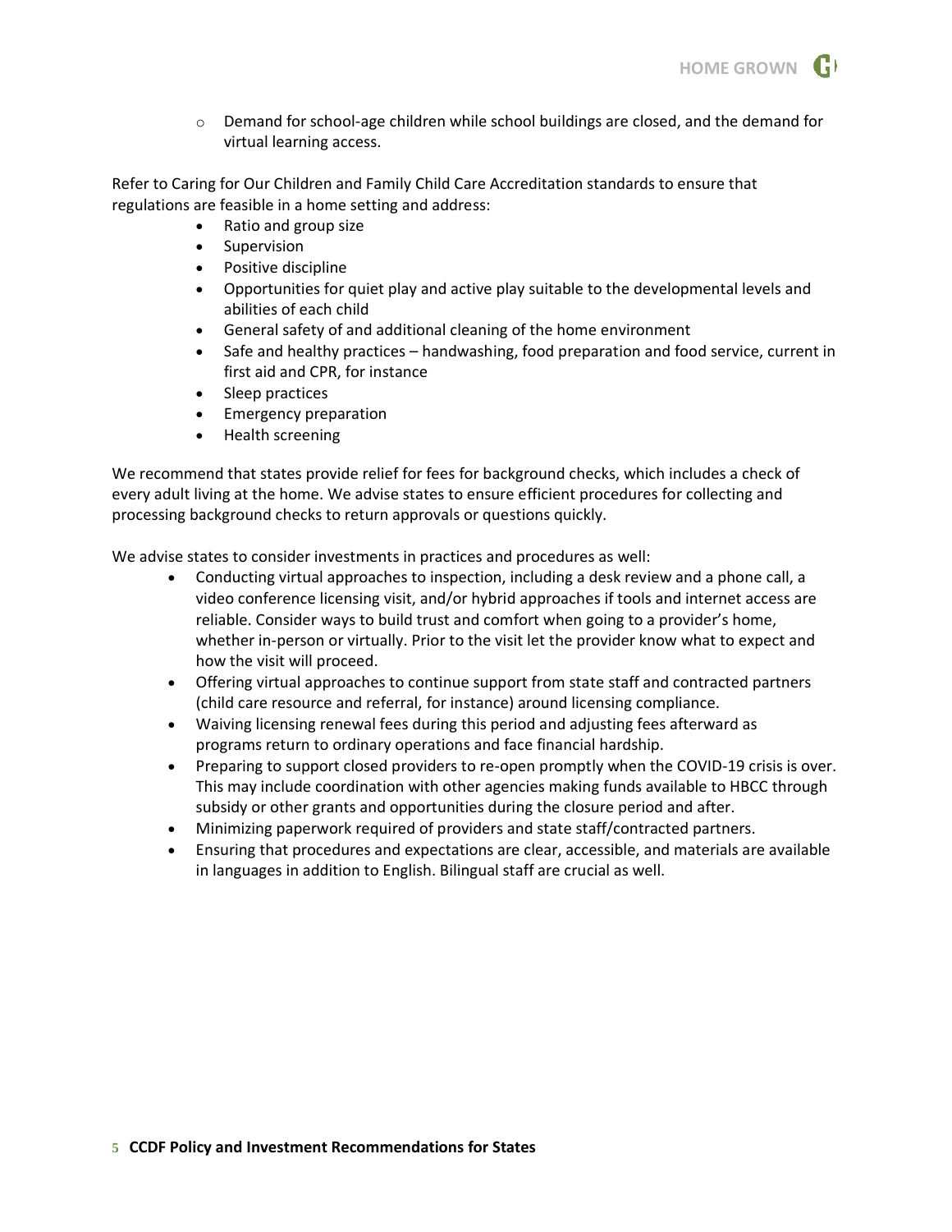- Demand for school-age children while school buildings are closed, and the demand for virtual learning access.

Refer to Caring for Our Children and Family Child Care Accreditation standards to ensure that regulations are feasible in a home setting and address:

- Ratio and group size
- Supervision
- Positive discipline
- Opportunities for quiet play and active play suitable to the developmental levels and abilities of each child
- General safety of and additional cleaning of the home environment
- Safe and healthy practices – handwashing, food preparation and food service, current in first aid and CPR, for instance
- Sleep practices
- Emergency preparation
- Health screening

We recommend that states provide relief for fees for background checks, which includes a check of every adult living at the home. We advise states to ensure efficient procedures for collecting and processing background checks to return approvals or questions quickly.

We advise states to consider investments in practices and procedures as well:

- Conducting virtual approaches to inspection, including a desk review and a phone call, a video conference licensing visit, and/or hybrid approaches if tools and internet access are reliable. Consider ways to build trust and comfort when going to a provider's home, whether in-person or virtually. Prior to the visit let the provider know what to expect and how the visit will proceed.
- Offering virtual approaches to continue support from state staff and contracted partners (child care resource and referral, for instance) around licensing compliance.
- Waiving licensing renewal fees during this period and adjusting fees afterward as programs return to ordinary operations and face financial hardship.
- Preparing to support closed providers to re-open promptly when the COVID-19 crisis is over. This may include coordination with other agencies making funds available to HBCC through subsidy or other grants and opportunities during the closure period and after.
- Minimizing paperwork required of providers and state staff/contracted partners.
- Ensuring that procedures and expectations are clear, accessible, and materials are available in languages in addition to English. Bilingual staff are crucial as well.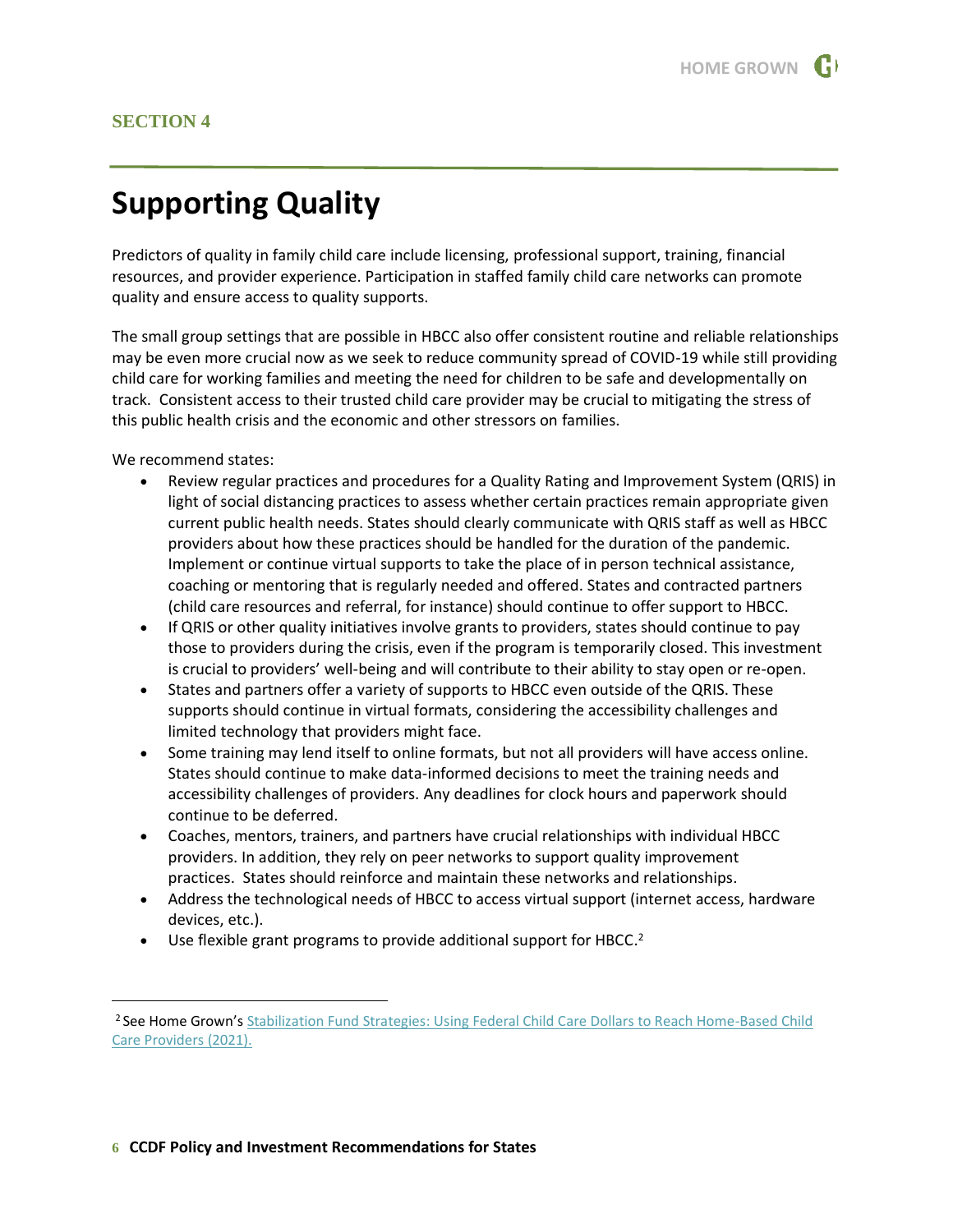**SECTION 4**

# Supporting Quality

Predictors of quality in family child care include licensing, professional support, training, financial resources, and provider experience. Participation in staffed family child care networks can promote quality and ensure access to quality supports.

The small group settings that are possible in HBCC also offer consistent routine and reliable relationships may be even more crucial now as we seek to reduce community spread of COVID-19 while still providing child care for working families and meeting the need for children to be safe and developmentally on track. Consistent access to their trusted child care provider may be crucial to mitigating the stress of this public health crisis and the economic and other stressors on families.

We recommend states:

- Review regular practices and procedures for a Quality Rating and Improvement System (QRIS) in light of social distancing practices to assess whether certain practices remain appropriate given current public health needs. States should clearly communicate with QRIS staff as well as HBCC providers about how these practices should be handled for the duration of the pandemic. Implement or continue virtual supports to take the place of in person technical assistance, coaching or mentoring that is regularly needed and offered. States and contracted partners (child care resources and referral, for instance) should continue to offer support to HBCC.
- If QRIS or other quality initiatives involve grants to providers, states should continue to pay those to providers during the crisis, even if the program is temporarily closed. This investment is crucial to providers' well-being and will contribute to their ability to stay open or re-open.
- States and partners offer a variety of supports to HBCC even outside of the QRIS. These supports should continue in virtual formats, considering the accessibility challenges and limited technology that providers might face.
- Some training may lend itself to online formats, but not all providers will have access online. States should continue to make data-informed decisions to meet the training needs and accessibility challenges of providers. Any deadlines for clock hours and paperwork should continue to be deferred.
- Coaches, mentors, trainers, and partners have crucial relationships with individual HBCC providers. In addition, they rely on peer networks to support quality improvement practices. States should reinforce and maintain these networks and relationships.
- Address the technological needs of HBCC to access virtual support (internet access, hardware devices, etc.).
- Use flexible grant programs to provide additional support for HBCC.[2]

[2] See Home Grown's [Stabilization Fund Strategies: Using Federal Child Care Dollars to Reach Home-Based Child Care Providers (2021).]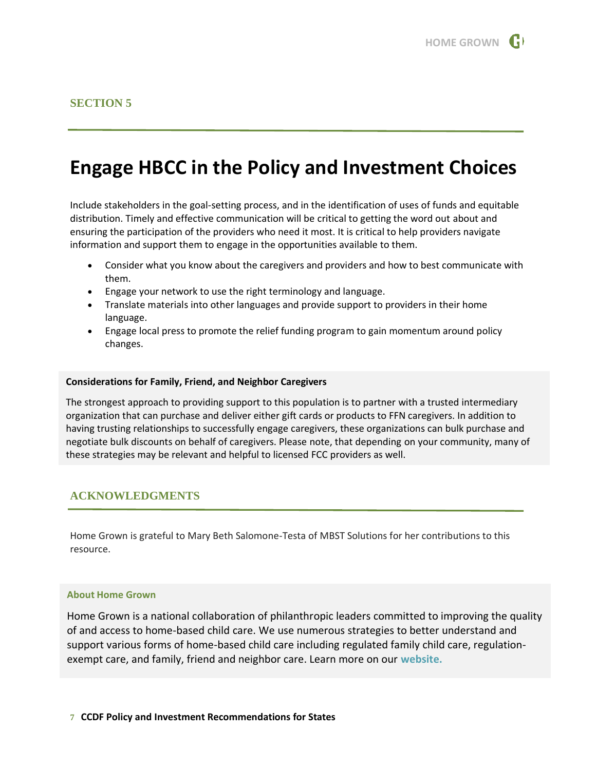SECTION 5

# Engage HBCC in the Policy and Investment Choices

Include stakeholders in the goal-setting process, and in the identification of uses of funds and equitable distribution. Timely and effective communication will be critical to getting the word out about and ensuring the participation of the providers who need it most. It is critical to help providers navigate information and support them to engage in the opportunities available to them.

- Consider what you know about the caregivers and providers and how to best communicate with them.
- Engage your network to use the right terminology and language.
- Translate materials into other languages and provide support to providers in their home language.
- Engage local press to promote the relief funding program to gain momentum around policy changes.

**Considerations for Family, Friend, and Neighbor Caregivers**

The strongest approach to providing support to this population is to partner with a trusted intermediary organization that can purchase and deliver either gift cards or products to FFN caregivers. In addition to having trusting relationships to successfully engage caregivers, these organizations can bulk purchase and negotiate bulk discounts on behalf of caregivers. Please note, that depending on your community, many of these strategies may be relevant and helpful to licensed FCC providers as well.

## ACKNOWLEDGMENTS

Home Grown is grateful to Mary Beth Salomone-Testa of MBST Solutions for her contributions to this resource.

### About Home Grown

Home Grown is a national collaboration of philanthropic leaders committed to improving the quality of and access to home-based child care. We use numerous strategies to better understand and support various forms of home-based child care including regulated family child care, regulation-exempt care, and family, friend and neighbor care. Learn more on our **website.**